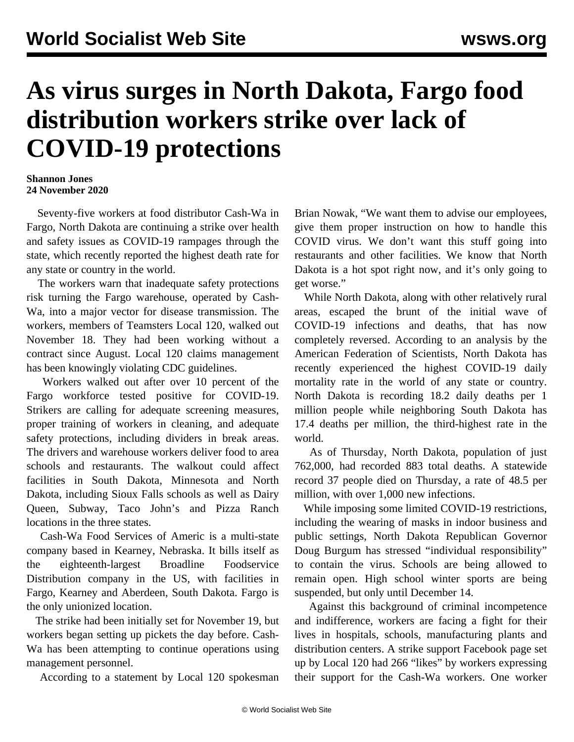# As virus surges in North Dakota, Fargo food distribution workers strike over lack of COVID-19 protections

**Shannon Jones**
**24 November 2020**

Seventy-five workers at food distributor Cash-Wa in Fargo, North Dakota are continuing a strike over health and safety issues as COVID-19 rampages through the state, which recently reported the highest death rate for any state or country in the world.

The workers warn that inadequate safety protections risk turning the Fargo warehouse, operated by Cash-Wa, into a major vector for disease transmission. The workers, members of Teamsters Local 120, walked out November 18. They had been working without a contract since August. Local 120 claims management has been knowingly violating CDC guidelines.

Workers walked out after over 10 percent of the Fargo workforce tested positive for COVID-19. Strikers are calling for adequate screening measures, proper training of workers in cleaning, and adequate safety protections, including dividers in break areas. The drivers and warehouse workers deliver food to area schools and restaurants. The walkout could affect facilities in South Dakota, Minnesota and North Dakota, including Sioux Falls schools as well as Dairy Queen, Subway, Taco John's and Pizza Ranch locations in the three states.

Cash-Wa Food Services of Americ is a multi-state company based in Kearney, Nebraska. It bills itself as the eighteenth-largest Broadline Foodservice Distribution company in the US, with facilities in Fargo, Kearney and Aberdeen, South Dakota. Fargo is the only unionized location.

The strike had been initially set for November 19, but workers began setting up pickets the day before. Cash-Wa has been attempting to continue operations using management personnel.

According to a statement by Local 120 spokesman Brian Nowak, "We want them to advise our employees, give them proper instruction on how to handle this COVID virus. We don't want this stuff going into restaurants and other facilities. We know that North Dakota is a hot spot right now, and it's only going to get worse."

While North Dakota, along with other relatively rural areas, escaped the brunt of the initial wave of COVID-19 infections and deaths, that has now completely reversed. According to an analysis by the American Federation of Scientists, North Dakota has recently experienced the highest COVID-19 daily mortality rate in the world of any state or country. North Dakota is recording 18.2 daily deaths per 1 million people while neighboring South Dakota has 17.4 deaths per million, the third-highest rate in the world.

As of Thursday, North Dakota, population of just 762,000, had recorded 883 total deaths. A statewide record 37 people died on Thursday, a rate of 48.5 per million, with over 1,000 new infections.

While imposing some limited COVID-19 restrictions, including the wearing of masks in indoor business and public settings, North Dakota Republican Governor Doug Burgum has stressed "individual responsibility" to contain the virus. Schools are being allowed to remain open. High school winter sports are being suspended, but only until December 14.

Against this background of criminal incompetence and indifference, workers are facing a fight for their lives in hospitals, schools, manufacturing plants and distribution centers. A strike support Facebook page set up by Local 120 had 266 "likes" by workers expressing their support for the Cash-Wa workers. One worker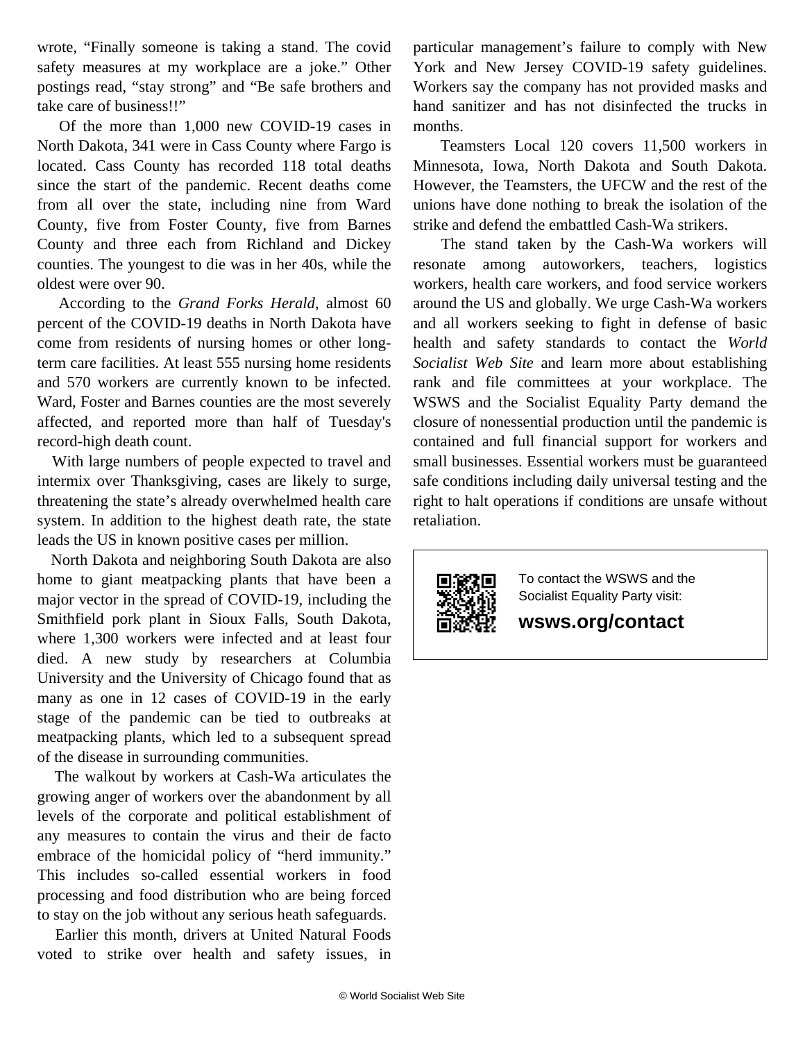wrote, “Finally someone is taking a stand. The covid safety measures at my workplace are a joke.” Other postings read, “stay strong” and “Be safe brothers and take care of business!!”

Of the more than 1,000 new COVID-19 cases in North Dakota, 341 were in Cass County where Fargo is located. Cass County has recorded 118 total deaths since the start of the pandemic. Recent deaths come from all over the state, including nine from Ward County, five from Foster County, five from Barnes County and three each from Richland and Dickey counties. The youngest to die was in her 40s, while the oldest were over 90.

According to the *Grand Forks Herald*, almost 60 percent of the COVID-19 deaths in North Dakota have come from residents of nursing homes or other long-term care facilities. At least 555 nursing home residents and 570 workers are currently known to be infected. Ward, Foster and Barnes counties are the most severely affected, and reported more than half of Tuesday's record-high death count.

With large numbers of people expected to travel and intermix over Thanksgiving, cases are likely to surge, threatening the state’s already overwhelmed health care system. In addition to the highest death rate, the state leads the US in known positive cases per million.

North Dakota and neighboring South Dakota are also home to giant meatpacking plants that have been a major vector in the spread of COVID-19, including the Smithfield pork plant in Sioux Falls, South Dakota, where 1,300 workers were infected and at least four died. A new study by researchers at Columbia University and the University of Chicago found that as many as one in 12 cases of COVID-19 in the early stage of the pandemic can be tied to outbreaks at meatpacking plants, which led to a subsequent spread of the disease in surrounding communities.

The walkout by workers at Cash-Wa articulates the growing anger of workers over the abandonment by all levels of the corporate and political establishment of any measures to contain the virus and their de facto embrace of the homicidal policy of “herd immunity.” This includes so-called essential workers in food processing and food distribution who are being forced to stay on the job without any serious heath safeguards.

Earlier this month, drivers at United Natural Foods voted to strike over health and safety issues, in particular management’s failure to comply with New York and New Jersey COVID-19 safety guidelines. Workers say the company has not provided masks and hand sanitizer and has not disinfected the trucks in months.

Teamsters Local 120 covers 11,500 workers in Minnesota, Iowa, North Dakota and South Dakota. However, the Teamsters, the UFCW and the rest of the unions have done nothing to break the isolation of the strike and defend the embattled Cash-Wa strikers.

The stand taken by the Cash-Wa workers will resonate among autoworkers, teachers, logistics workers, health care workers, and food service workers around the US and globally. We urge Cash-Wa workers and all workers seeking to fight in defense of basic health and safety standards to contact the *World Socialist Web Site* and learn more about establishing rank and file committees at your workplace. The WSWS and the Socialist Equality Party demand the closure of nonessential production until the pandemic is contained and full financial support for workers and small businesses. Essential workers must be guaranteed safe conditions including daily universal testing and the right to halt operations if conditions are unsafe without retaliation.

To contact the WSWS and the Socialist Equality Party visit:

**wsws.org/contact**